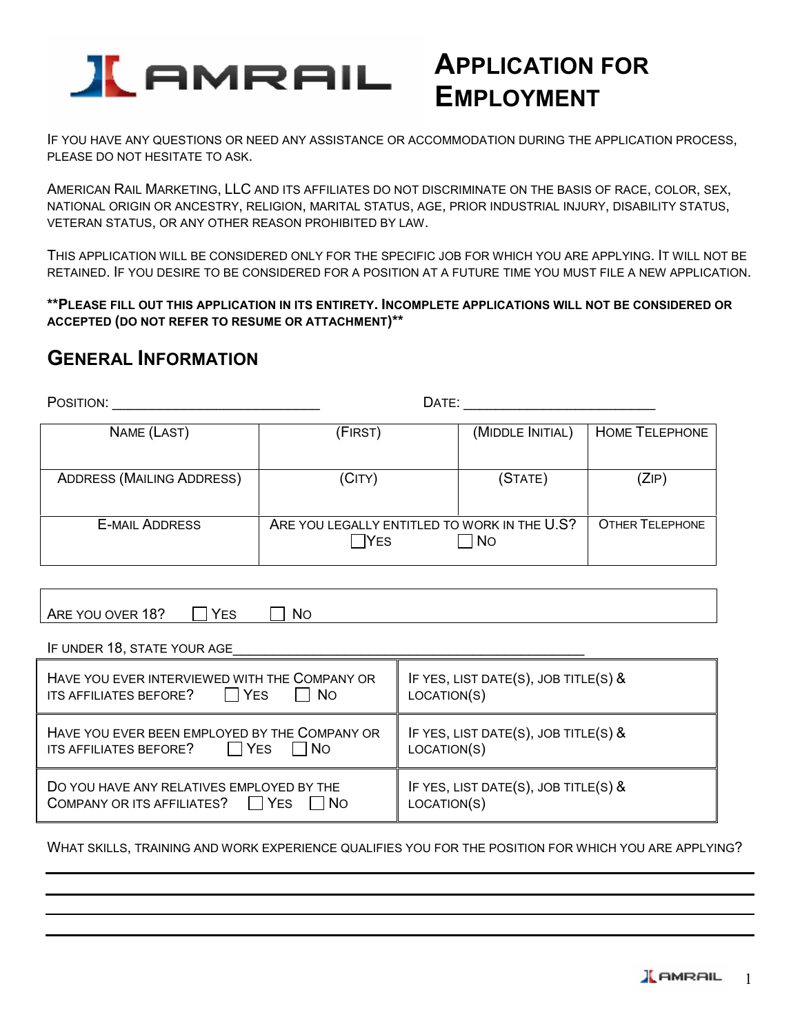# Application for Employment

If you have any questions or need any assistance or accommodation during the application process, please do not hesitate to ask.

American Rail Marketing, LLC and its affiliates do not discriminate on the basis of race, color, sex, national origin or ancestry, religion, marital status, age, prior industrial injury, disability status, veteran status, or any other reason prohibited by law.

This application will be considered only for the specific job for which you are applying. It will not be retained. If you desire to be considered for a position at a future time you must file a new application.

****Please fill out this application in its entirety. Incomplete applications will not be considered or accepted (do not refer to resume or attachment)****

## General Information

Position: ___________________________ Date: _________________________

| Name (Last) | (First) | (Middle Initial) | Home Telephone |
|---|---|---|---|
| | | | |
| Address (Mailing Address) | (City) | (State) | (Zip) |
| | | | |
| E-mail Address | Are you legally entitled to work in the U.S? ☐ Yes ☐ No | | Other Telephone |

Are you over 18? ☐ Yes ☐ No

If under 18, state your age_______________________________________________

| | |
|---|---|
| Have you ever interviewed with the Company or its affiliates before? ☐ Yes ☐ No | If yes, list date(s), job title(s) & location(s) |
| Have you ever been employed by the Company or its affiliates before? ☐ Yes ☐ No | If yes, list date(s), job title(s) & location(s) |
| Do you have any relatives employed by the Company or its affiliates? ☐ Yes ☐ No | If yes, list date(s), job title(s) & location(s) |

What skills, training and work experience qualifies you for the position for which you are applying?

_______________________________________________________________________________

_______________________________________________________________________________

_______________________________________________________________________________

_______________________________________________________________________________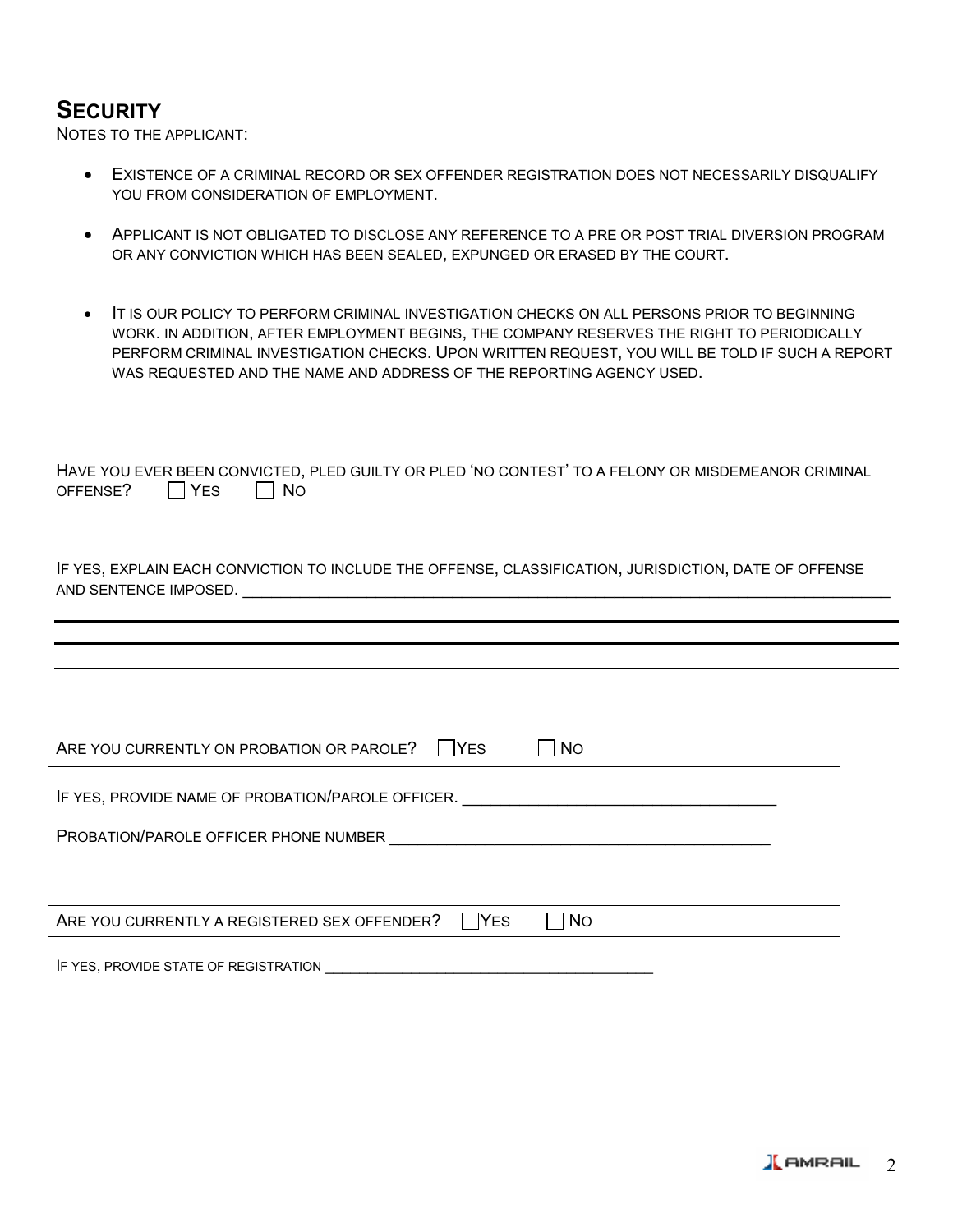## SECURITY

NOTES TO THE APPLICANT:

- EXISTENCE OF A CRIMINAL RECORD OR SEX OFFENDER REGISTRATION DOES NOT NECESSARILY DISQUALIFY YOU FROM CONSIDERATION OF EMPLOYMENT.
- APPLICANT IS NOT OBLIGATED TO DISCLOSE ANY REFERENCE TO A PRE OR POST TRIAL DIVERSION PROGRAM OR ANY CONVICTION WHICH HAS BEEN SEALED, EXPUNGED OR ERASED BY THE COURT.
- IT IS OUR POLICY TO PERFORM CRIMINAL INVESTIGATION CHECKS ON ALL PERSONS PRIOR TO BEGINNING WORK. IN ADDITION, AFTER EMPLOYMENT BEGINS, THE COMPANY RESERVES THE RIGHT TO PERIODICALLY PERFORM CRIMINAL INVESTIGATION CHECKS. UPON WRITTEN REQUEST, YOU WILL BE TOLD IF SUCH A REPORT WAS REQUESTED AND THE NAME AND ADDRESS OF THE REPORTING AGENCY USED.

HAVE YOU EVER BEEN CONVICTED, PLED GUILTY OR PLED 'NO CONTEST' TO A FELONY OR MISDEMEANOR CRIMINAL OFFENSE? ☐ YES ☐ NO

IF YES, EXPLAIN EACH CONVICTION TO INCLUDE THE OFFENSE, CLASSIFICATION, JURISDICTION, DATE OF OFFENSE AND SENTENCE IMPOSED. ______________________________________________

______________________________________________

______________________________________________

______________________________________________

ARE YOU CURRENTLY ON PROBATION OR PAROLE? ☐ YES ☐ NO

IF YES, PROVIDE NAME OF PROBATION/PAROLE OFFICER. ______________________________

PROBATION/PAROLE OFFICER PHONE NUMBER ______________________________

ARE YOU CURRENTLY A REGISTERED SEX OFFENDER? ☐ YES ☐ NO

IF YES, PROVIDE STATE OF REGISTRATION ______________________________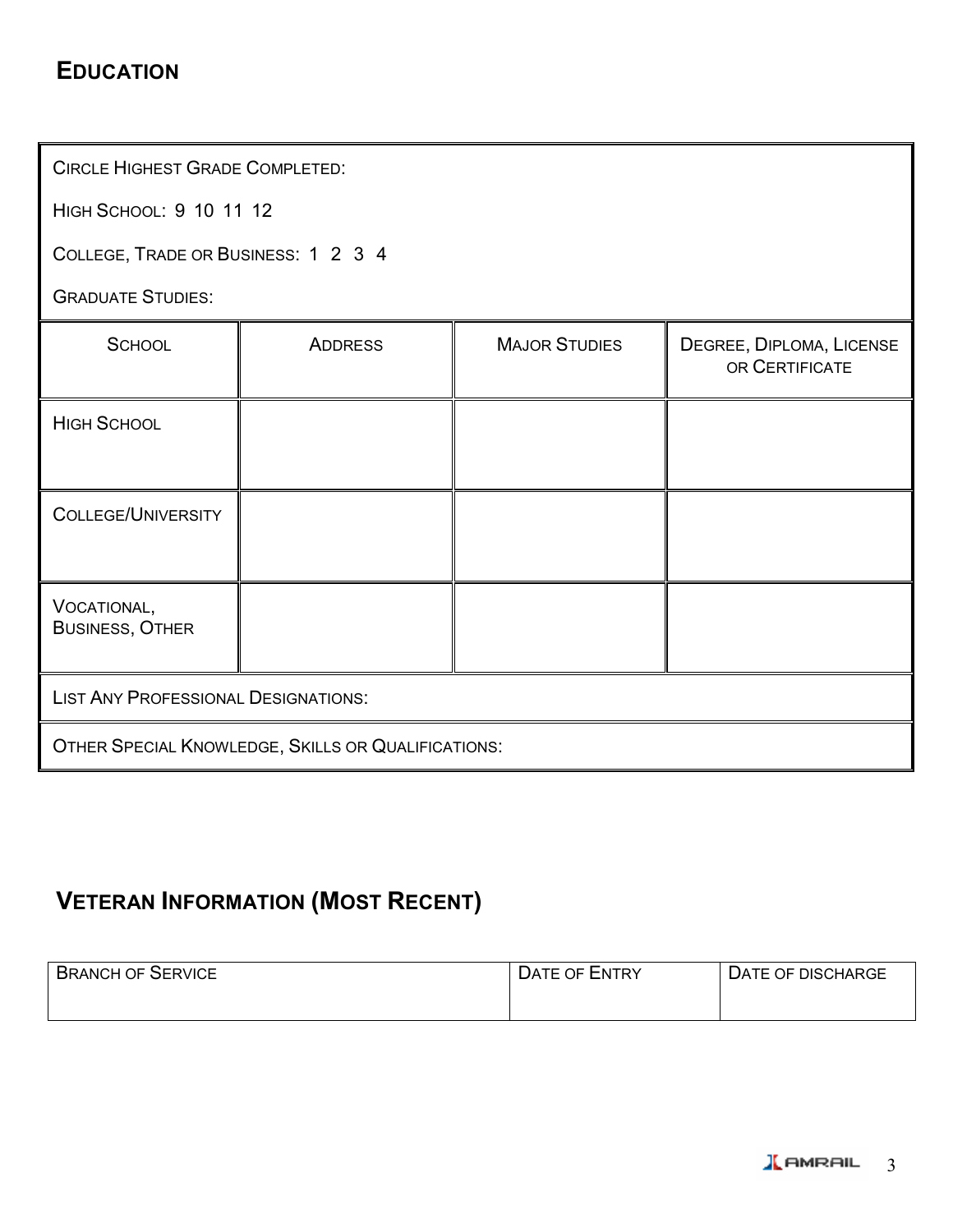## Education

Circle Highest Grade Completed:

High School: 9 10 11 12

College, Trade or Business: 1 2 3 4

Graduate Studies:

| School | Address | Major Studies | Degree, Diploma, License or Certificate |
|---|---|---|---|
| High School | | | |
| College/University | | | |
| Vocational, Business, Other | | | |

List Any Professional Designations:

Other Special Knowledge, Skills or Qualifications:

## Veteran Information (Most Recent)

| Branch of Service | Date of Entry | Date of Discharge |
|---|---|---|
| | | |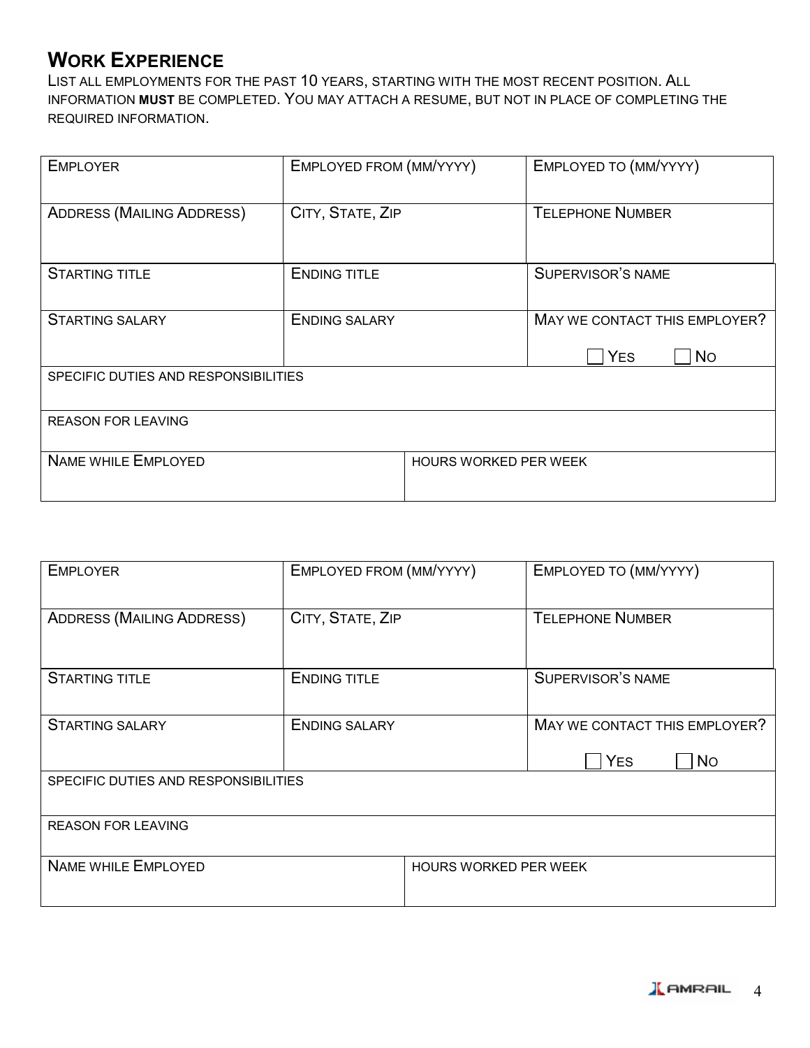## WORK EXPERIENCE

LIST ALL EMPLOYMENTS FOR THE PAST 10 YEARS, STARTING WITH THE MOST RECENT POSITION. ALL INFORMATION **MUST** BE COMPLETED. YOU MAY ATTACH A RESUME, BUT NOT IN PLACE OF COMPLETING THE REQUIRED INFORMATION.

| EMPLOYER | EMPLOYED FROM (MM/YYYY) | EMPLOYED TO (MM/YYYY) |
|---|---|---|
| ADDRESS (MAILING ADDRESS) | CITY, STATE, ZIP | TELEPHONE NUMBER |
| STARTING TITLE | ENDING TITLE | SUPERVISOR'S NAME |
| STARTING SALARY | ENDING SALARY | MAY WE CONTACT THIS EMPLOYER? ☐ YES ☐ NO |
| SPECIFIC DUTIES AND RESPONSIBILITIES | | |
| REASON FOR LEAVING | | |
| NAME WHILE EMPLOYED | HOURS WORKED PER WEEK | |

| EMPLOYER | EMPLOYED FROM (MM/YYYY) | EMPLOYED TO (MM/YYYY) |
|---|---|---|
| ADDRESS (MAILING ADDRESS) | CITY, STATE, ZIP | TELEPHONE NUMBER |
| STARTING TITLE | ENDING TITLE | SUPERVISOR'S NAME |
| STARTING SALARY | ENDING SALARY | MAY WE CONTACT THIS EMPLOYER? ☐ YES ☐ NO |
| SPECIFIC DUTIES AND RESPONSIBILITIES | | |
| REASON FOR LEAVING | | |
| NAME WHILE EMPLOYED | HOURS WORKED PER WEEK | |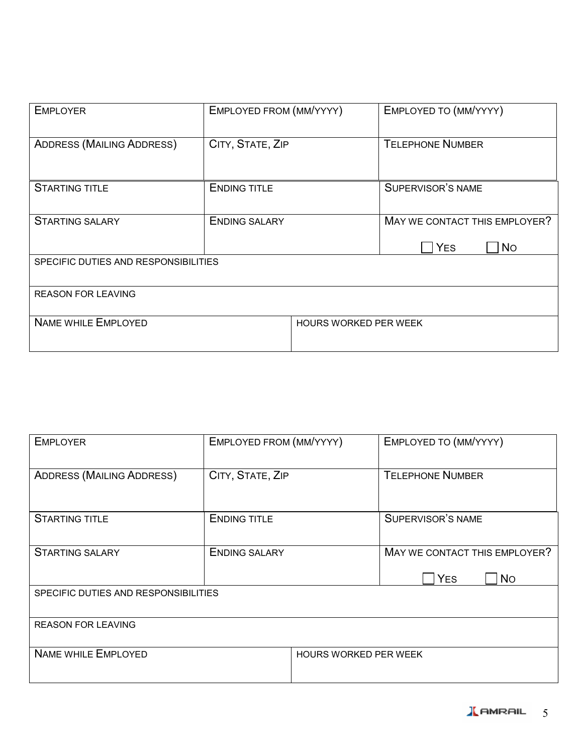| EMPLOYER | EMPLOYED FROM (MM/YYYY) | EMPLOYED TO (MM/YYYY) |
| --- | --- | --- |
| ADDRESS (MAILING ADDRESS) | CITY, STATE, ZIP | TELEPHONE NUMBER |
| STARTING TITLE | ENDING TITLE | SUPERVISOR'S NAME |
| STARTING SALARY | ENDING SALARY | MAY WE CONTACT THIS EMPLOYER? ☐ YES ☐ NO |
| SPECIFIC DUTIES AND RESPONSIBILITIES | | |
| REASON FOR LEAVING | | |
| NAME WHILE EMPLOYED | HOURS WORKED PER WEEK | |

| EMPLOYER | EMPLOYED FROM (MM/YYYY) | EMPLOYED TO (MM/YYYY) |
| --- | --- | --- |
| ADDRESS (MAILING ADDRESS) | CITY, STATE, ZIP | TELEPHONE NUMBER |
| STARTING TITLE | ENDING TITLE | SUPERVISOR'S NAME |
| STARTING SALARY | ENDING SALARY | MAY WE CONTACT THIS EMPLOYER? ☐ YES ☐ NO |
| SPECIFIC DUTIES AND RESPONSIBILITIES | | |
| REASON FOR LEAVING | | |
| NAME WHILE EMPLOYED | HOURS WORKED PER WEEK | |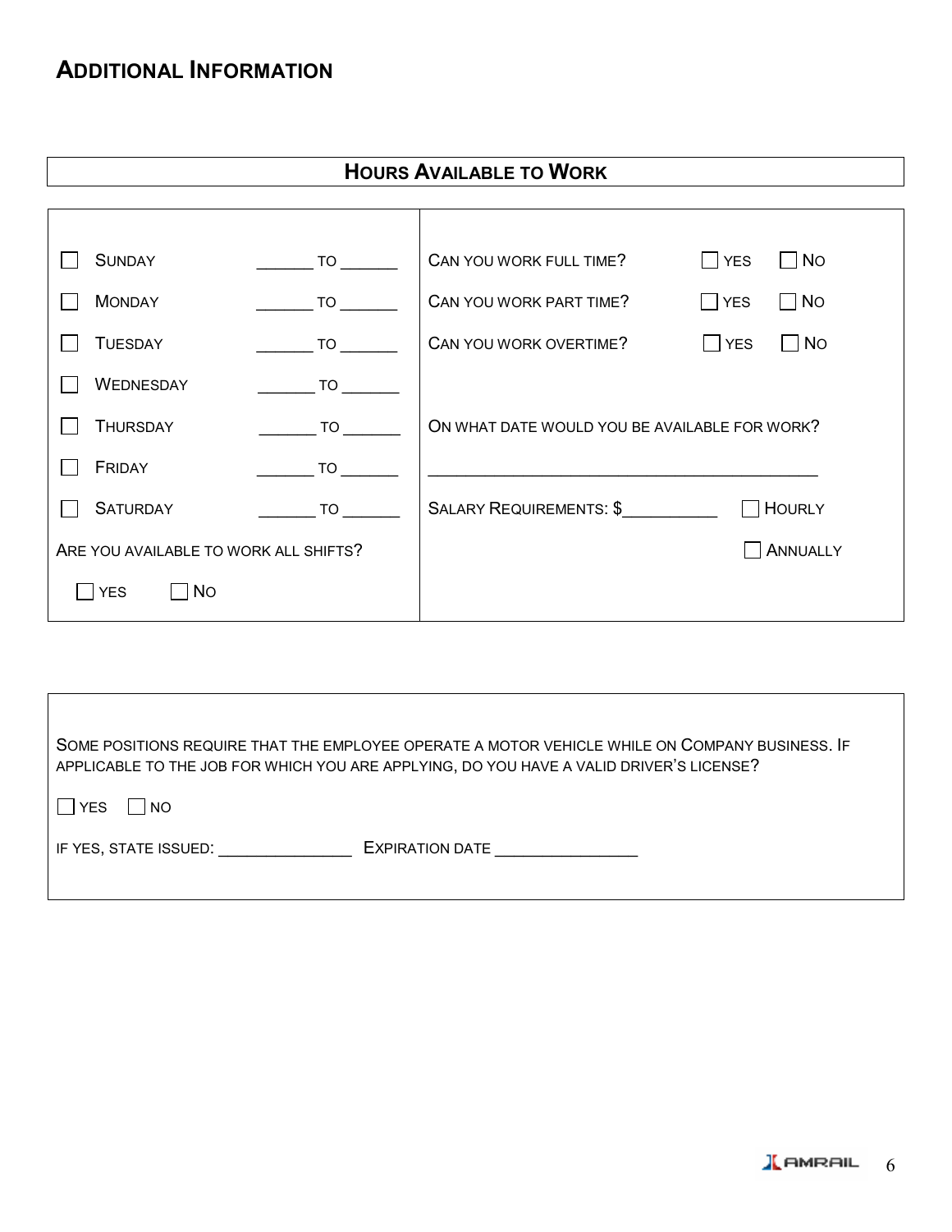# Additional Information

## Hours Available to Work

| | | |
|---|---|---|
| ☐ Sunday | ______ to ______ | Can you work full time? ☐ Yes ☐ No |
| ☐ Monday | ______ to ______ | Can you work part time? ☐ Yes ☐ No |
| ☐ Tuesday | ______ to ______ | Can you work overtime? ☐ Yes ☐ No |
| ☐ Wednesday | ______ to ______ | |
| ☐ Thursday | ______ to ______ | On what date would you be available for work? |
| ☐ Friday | ______ to ______ | ________________________________________ |
| ☐ Saturday | ______ to ______ | Salary Requirements: $__________ ☐ Hourly |
| Are you available to work all shifts? | | ☐ Annually |
| ☐ Yes ☐ No | | |

Some positions require that the employee operate a motor vehicle while on Company business. If applicable to the job for which you are applying, do you have a valid driver's license?

☐ Yes ☐ No

If yes, state issued: ______________ Expiration date _______________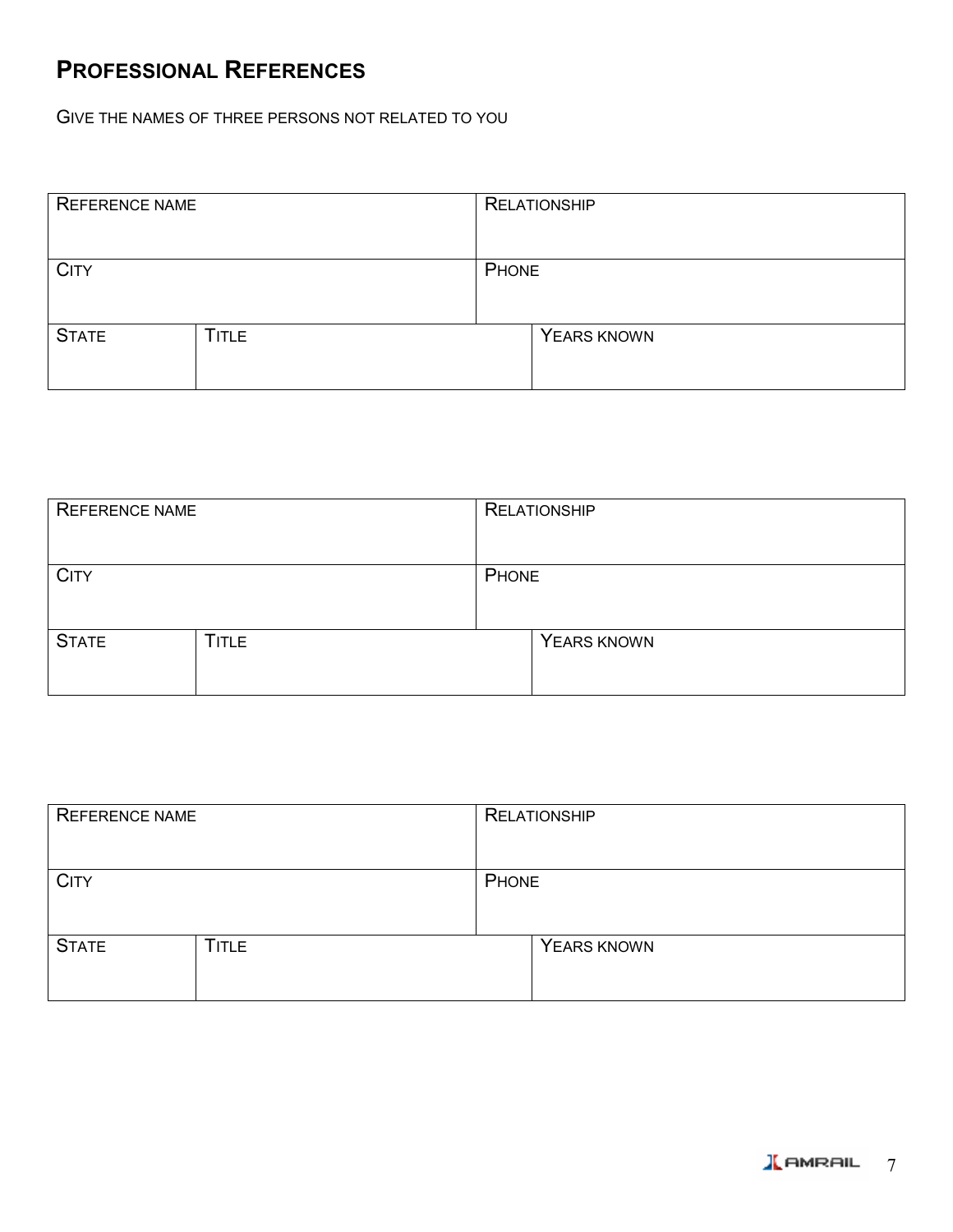## PROFESSIONAL REFERENCES

GIVE THE NAMES OF THREE PERSONS NOT RELATED TO YOU

| REFERENCE NAME | | RELATIONSHIP |
|---|---|---|
| CITY | | PHONE |
| STATE | TITLE | YEARS KNOWN |

| REFERENCE NAME | | RELATIONSHIP |
|---|---|---|
| CITY | | PHONE |
| STATE | TITLE | YEARS KNOWN |

| REFERENCE NAME | | RELATIONSHIP |
|---|---|---|
| CITY | | PHONE |
| STATE | TITLE | YEARS KNOWN |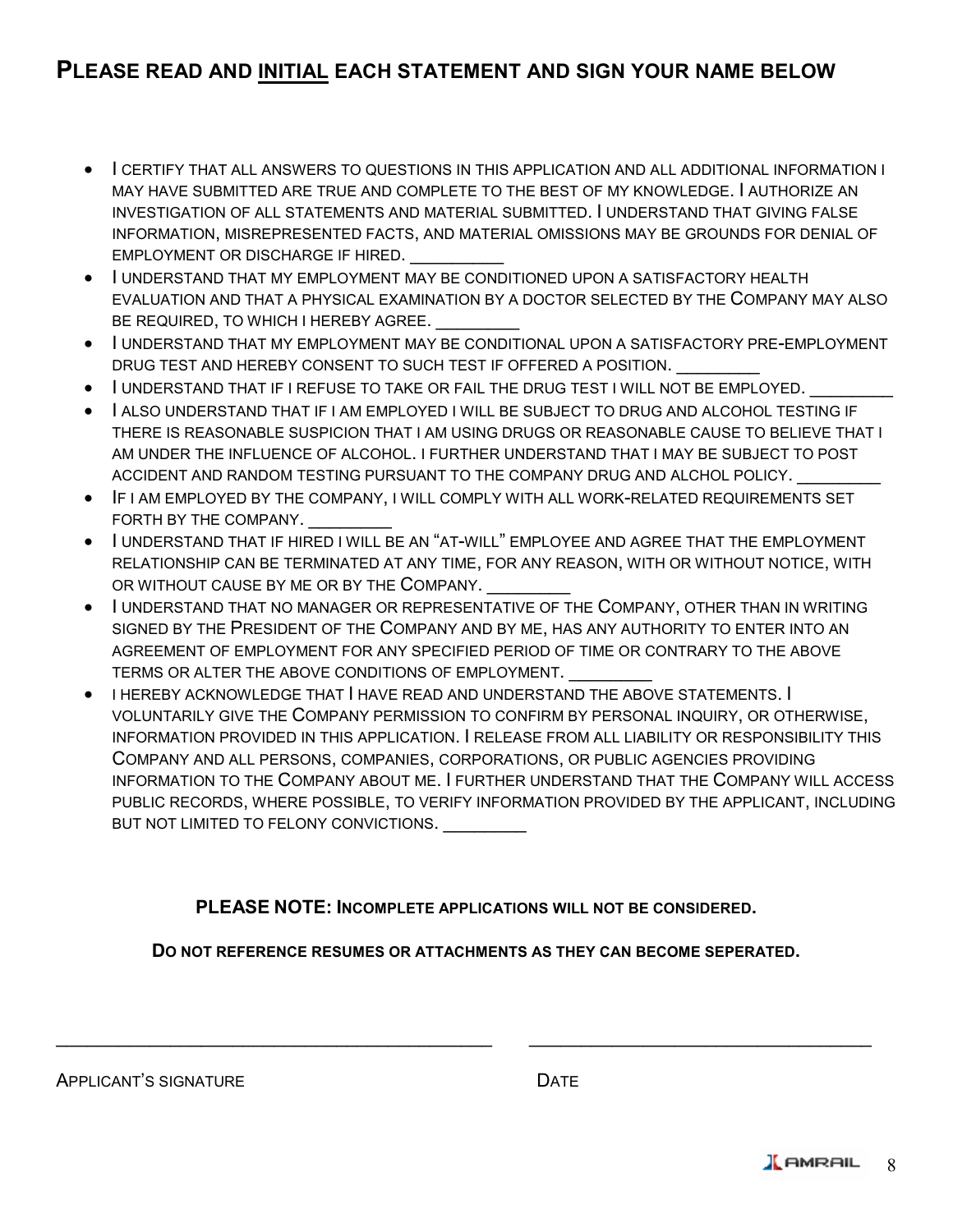## PLEASE READ AND INITIAL EACH STATEMENT AND SIGN YOUR NAME BELOW

- I CERTIFY THAT ALL ANSWERS TO QUESTIONS IN THIS APPLICATION AND ALL ADDITIONAL INFORMATION I MAY HAVE SUBMITTED ARE TRUE AND COMPLETE TO THE BEST OF MY KNOWLEDGE. I AUTHORIZE AN INVESTIGATION OF ALL STATEMENTS AND MATERIAL SUBMITTED. I UNDERSTAND THAT GIVING FALSE INFORMATION, MISREPRESENTED FACTS, AND MATERIAL OMISSIONS MAY BE GROUNDS FOR DENIAL OF EMPLOYMENT OR DISCHARGE IF HIRED. __________
- I UNDERSTAND THAT MY EMPLOYMENT MAY BE CONDITIONED UPON A SATISFACTORY HEALTH EVALUATION AND THAT A PHYSICAL EXAMINATION BY A DOCTOR SELECTED BY THE COMPANY MAY ALSO BE REQUIRED, TO WHICH I HEREBY AGREE. _________
- I UNDERSTAND THAT MY EMPLOYMENT MAY BE CONDITIONAL UPON A SATISFACTORY PRE-EMPLOYMENT DRUG TEST AND HEREBY CONSENT TO SUCH TEST IF OFFERED A POSITION. _________
- I UNDERSTAND THAT IF I REFUSE TO TAKE OR FAIL THE DRUG TEST I WILL NOT BE EMPLOYED. _________
- I ALSO UNDERSTAND THAT IF I AM EMPLOYED I WILL BE SUBJECT TO DRUG AND ALCOHOL TESTING IF THERE IS REASONABLE SUSPICION THAT I AM USING DRUGS OR REASONABLE CAUSE TO BELIEVE THAT I AM UNDER THE INFLUENCE OF ALCOHOL. I FURTHER UNDERSTAND THAT I MAY BE SUBJECT TO POST ACCIDENT AND RANDOM TESTING PURSUANT TO THE COMPANY DRUG AND ALCHOL POLICY. _________
- IF I AM EMPLOYED BY THE COMPANY, I WILL COMPLY WITH ALL WORK-RELATED REQUIREMENTS SET FORTH BY THE COMPANY. _________
- I UNDERSTAND THAT IF HIRED I WILL BE AN "AT-WILL" EMPLOYEE AND AGREE THAT THE EMPLOYMENT RELATIONSHIP CAN BE TERMINATED AT ANY TIME, FOR ANY REASON, WITH OR WITHOUT NOTICE, WITH OR WITHOUT CAUSE BY ME OR BY THE COMPANY. _________
- I UNDERSTAND THAT NO MANAGER OR REPRESENTATIVE OF THE COMPANY, OTHER THAN IN WRITING SIGNED BY THE PRESIDENT OF THE COMPANY AND BY ME, HAS ANY AUTHORITY TO ENTER INTO AN AGREEMENT OF EMPLOYMENT FOR ANY SPECIFIED PERIOD OF TIME OR CONTRARY TO THE ABOVE TERMS OR ALTER THE ABOVE CONDITIONS OF EMPLOYMENT. _________
- I HEREBY ACKNOWLEDGE THAT I HAVE READ AND UNDERSTAND THE ABOVE STATEMENTS. I VOLUNTARILY GIVE THE COMPANY PERMISSION TO CONFIRM BY PERSONAL INQUIRY, OR OTHERWISE, INFORMATION PROVIDED IN THIS APPLICATION. I RELEASE FROM ALL LIABILITY OR RESPONSIBILITY THIS COMPANY AND ALL PERSONS, COMPANIES, CORPORATIONS, OR PUBLIC AGENCIES PROVIDING INFORMATION TO THE COMPANY ABOUT ME. I FURTHER UNDERSTAND THAT THE COMPANY WILL ACCESS PUBLIC RECORDS, WHERE POSSIBLE, TO VERIFY INFORMATION PROVIDED BY THE APPLICANT, INCLUDING BUT NOT LIMITED TO FELONY CONVICTIONS. _________

**PLEASE NOTE: INCOMPLETE APPLICATIONS WILL NOT BE CONSIDERED.**

**DO NOT REFERENCE RESUMES OR ATTACHMENTS AS THEY CAN BECOME SEPERATED.**

_____________________________________________ &nbsp;&nbsp;&nbsp; ___________________________________

APPLICANT'S SIGNATURE &nbsp;&nbsp;&nbsp;&nbsp;&nbsp;&nbsp;&nbsp;&nbsp;&nbsp;&nbsp;&nbsp;&nbsp;&nbsp;&nbsp;&nbsp;&nbsp;&nbsp;&nbsp;&nbsp;&nbsp;&nbsp;&nbsp;&nbsp;&nbsp; DATE

AMRAIL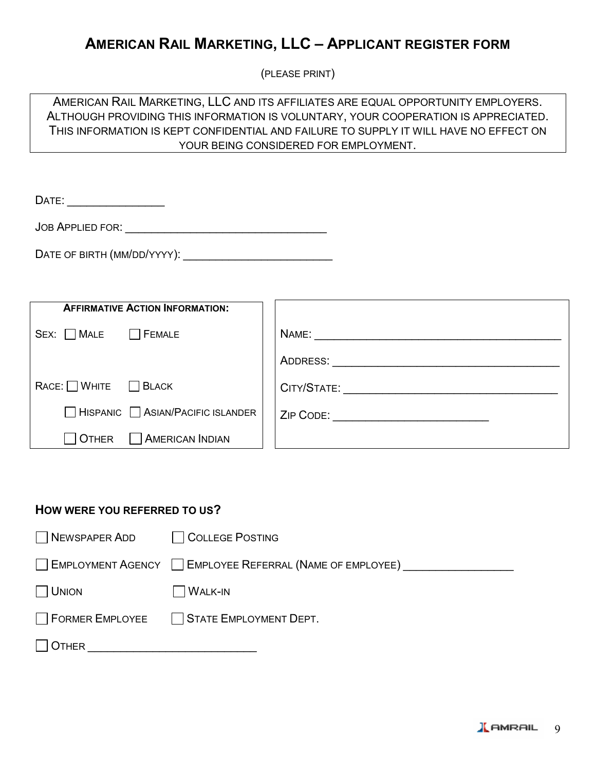# AMERICAN RAIL MARKETING, LLC – APPLICANT REGISTER FORM

(PLEASE PRINT)

AMERICAN RAIL MARKETING, LLC AND ITS AFFILIATES ARE EQUAL OPPORTUNITY EMPLOYERS. ALTHOUGH PROVIDING THIS INFORMATION IS VOLUNTARY, YOUR COOPERATION IS APPRECIATED. THIS INFORMATION IS KEPT CONFIDENTIAL AND FAILURE TO SUPPLY IT WILL HAVE NO EFFECT ON YOUR BEING CONSIDERED FOR EMPLOYMENT.

DATE: ________________

JOB APPLIED FOR: ________________________________

DATE OF BIRTH (MM/DD/YYYY): ________________________

**AFFIRMATIVE ACTION INFORMATION:**

SEX: ☐ MALE ☐ FEMALE

RACE: ☐ WHITE ☐ BLACK

☐ HISPANIC ☐ ASIAN/PACIFIC ISLANDER

☐ OTHER ☐ AMERICAN INDIAN

NAME: ________________________________________

ADDRESS: ____________________________________

CITY/STATE: __________________________________

ZIP CODE: ________________________

**HOW WERE YOU REFERRED TO US?**

☐ NEWSPAPER ADD ☐ COLLEGE POSTING

☐ EMPLOYMENT AGENCY ☐ EMPLOYEE REFERRAL (NAME OF EMPLOYEE) _________________

☐ UNION ☐ WALK-IN

☐ FORMER EMPLOYEE ☐ STATE EMPLOYMENT DEPT.

☐ OTHER ___________________________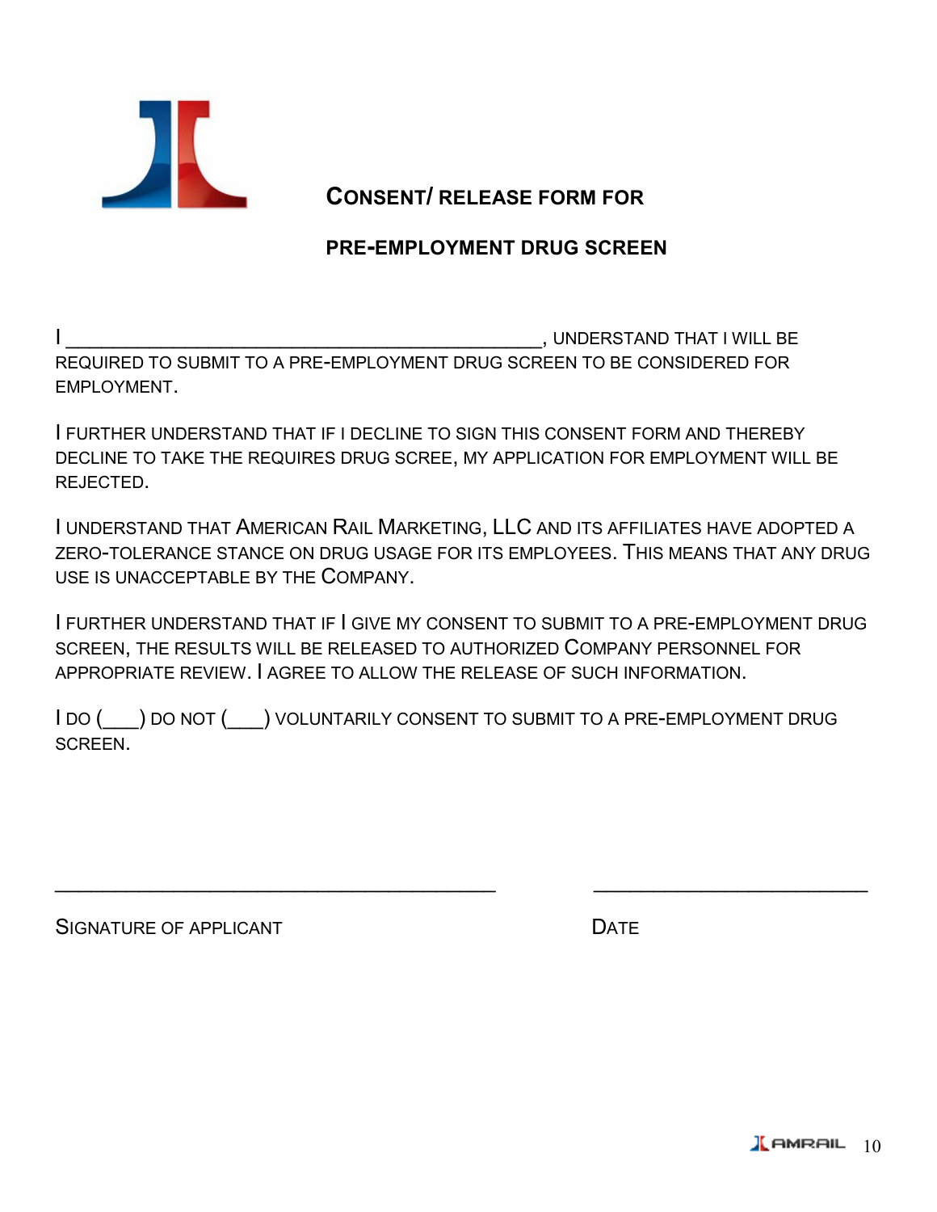# CONSENT/ RELEASE FORM FOR

# PRE-EMPLOYMENT DRUG SCREEN

I _______________________________________________, UNDERSTAND THAT I WILL BE REQUIRED TO SUBMIT TO A PRE-EMPLOYMENT DRUG SCREEN TO BE CONSIDERED FOR EMPLOYMENT.

I FURTHER UNDERSTAND THAT IF I DECLINE TO SIGN THIS CONSENT FORM AND THEREBY DECLINE TO TAKE THE REQUIRES DRUG SCREE, MY APPLICATION FOR EMPLOYMENT WILL BE REJECTED.

I UNDERSTAND THAT AMERICAN RAIL MARKETING, LLC AND ITS AFFILIATES HAVE ADOPTED A ZERO-TOLERANCE STANCE ON DRUG USAGE FOR ITS EMPLOYEES. THIS MEANS THAT ANY DRUG USE IS UNACCEPTABLE BY THE COMPANY.

I FURTHER UNDERSTAND THAT IF I GIVE MY CONSENT TO SUBMIT TO A PRE-EMPLOYMENT DRUG SCREEN, THE RESULTS WILL BE RELEASED TO AUTHORIZED COMPANY PERSONNEL FOR APPROPRIATE REVIEW. I AGREE TO ALLOW THE RELEASE OF SUCH INFORMATION.

I DO (___) DO NOT (___) VOLUNTARILY CONSENT TO SUBMIT TO A PRE-EMPLOYMENT DRUG SCREEN.

____________________________________________ ___________________________

SIGNATURE OF APPLICANT DATE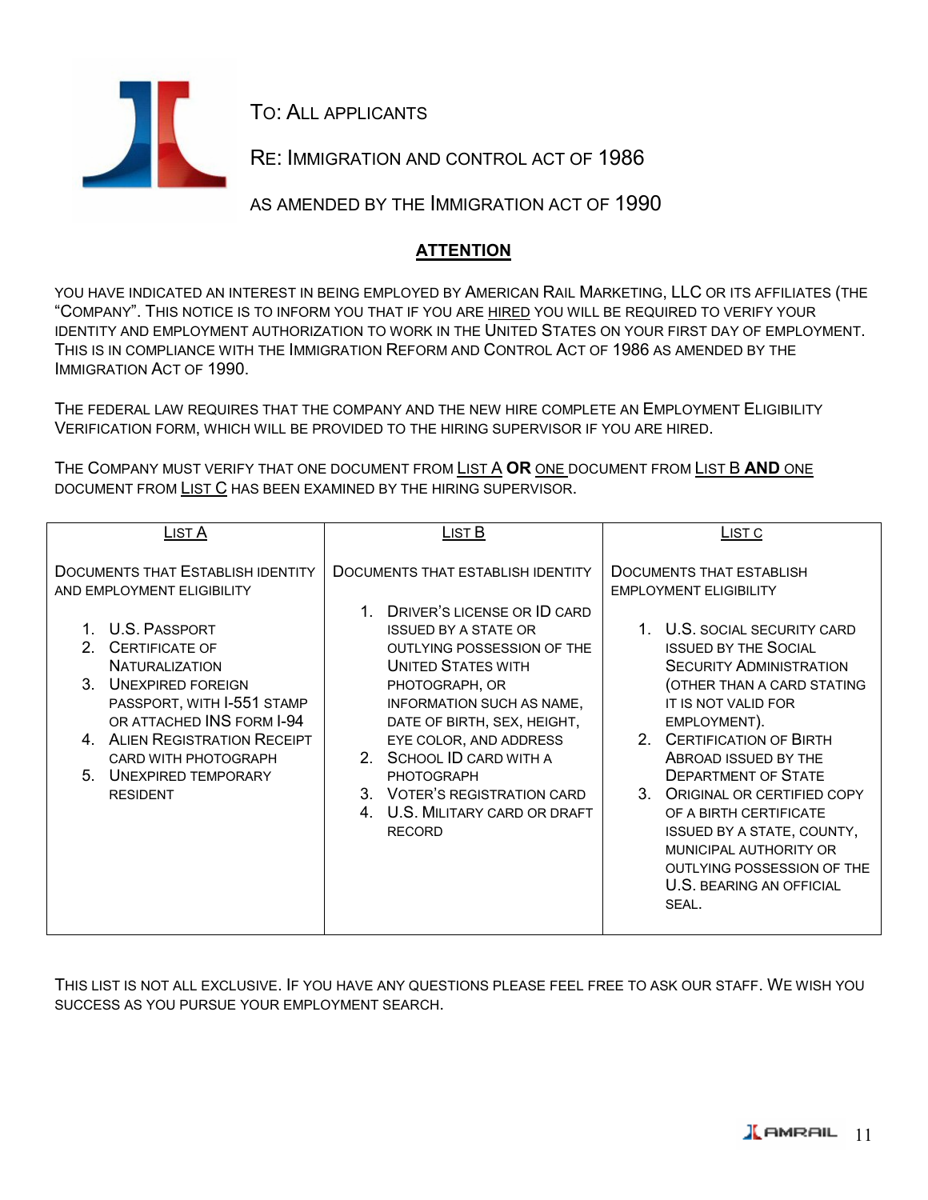TO: ALL APPLICANTS

RE: IMMIGRATION AND CONTROL ACT OF 1986

AS AMENDED BY THE IMMIGRATION ACT OF 1990

## ATTENTION

YOU HAVE INDICATED AN INTEREST IN BEING EMPLOYED BY AMERICAN RAIL MARKETING, LLC OR ITS AFFILIATES (THE "COMPANY". THIS NOTICE IS TO INFORM YOU THAT IF YOU ARE HIRED YOU WILL BE REQUIRED TO VERIFY YOUR IDENTITY AND EMPLOYMENT AUTHORIZATION TO WORK IN THE UNITED STATES ON YOUR FIRST DAY OF EMPLOYMENT. THIS IS IN COMPLIANCE WITH THE IMMIGRATION REFORM AND CONTROL ACT OF 1986 AS AMENDED BY THE IMMIGRATION ACT OF 1990.

THE FEDERAL LAW REQUIRES THAT THE COMPANY AND THE NEW HIRE COMPLETE AN EMPLOYMENT ELIGIBILITY VERIFICATION FORM, WHICH WILL BE PROVIDED TO THE HIRING SUPERVISOR IF YOU ARE HIRED.

THE COMPANY MUST VERIFY THAT ONE DOCUMENT FROM LIST A **OR** ONE DOCUMENT FROM LIST B **AND** ONE DOCUMENT FROM LIST C HAS BEEN EXAMINED BY THE HIRING SUPERVISOR.

| LIST A | LIST B | LIST C |
|---|---|---|
| DOCUMENTS THAT ESTABLISH IDENTITY AND EMPLOYMENT ELIGIBILITY<br><br>1. U.S. PASSPORT<br>2. CERTIFICATE OF NATURALIZATION<br>3. UNEXPIRED FOREIGN PASSPORT, WITH I-551 STAMP OR ATTACHED INS FORM I-94<br>4. ALIEN REGISTRATION RECEIPT CARD WITH PHOTOGRAPH<br>5. UNEXPIRED TEMPORARY RESIDENT | DOCUMENTS THAT ESTABLISH IDENTITY<br><br>1. DRIVER'S LICENSE OR ID CARD ISSUED BY A STATE OR OUTLYING POSSESSION OF THE UNITED STATES WITH PHOTOGRAPH, OR INFORMATION SUCH AS NAME, DATE OF BIRTH, SEX, HEIGHT, EYE COLOR, AND ADDRESS<br>2. SCHOOL ID CARD WITH A PHOTOGRAPH<br>3. VOTER'S REGISTRATION CARD<br>4. U.S. MILITARY CARD OR DRAFT RECORD | DOCUMENTS THAT ESTABLISH EMPLOYMENT ELIGIBILITY<br><br>1. U.S. SOCIAL SECURITY CARD ISSUED BY THE SOCIAL SECURITY ADMINISTRATION (OTHER THAN A CARD STATING IT IS NOT VALID FOR EMPLOYMENT).<br>2. CERTIFICATION OF BIRTH ABROAD ISSUED BY THE DEPARTMENT OF STATE<br>3. ORIGINAL OR CERTIFIED COPY OF A BIRTH CERTIFICATE ISSUED BY A STATE, COUNTY, MUNICIPAL AUTHORITY OR OUTLYING POSSESSION OF THE U.S. BEARING AN OFFICIAL SEAL. |

THIS LIST IS NOT ALL EXCLUSIVE. IF YOU HAVE ANY QUESTIONS PLEASE FEEL FREE TO ASK OUR STAFF. WE WISH YOU SUCCESS AS YOU PURSUE YOUR EMPLOYMENT SEARCH.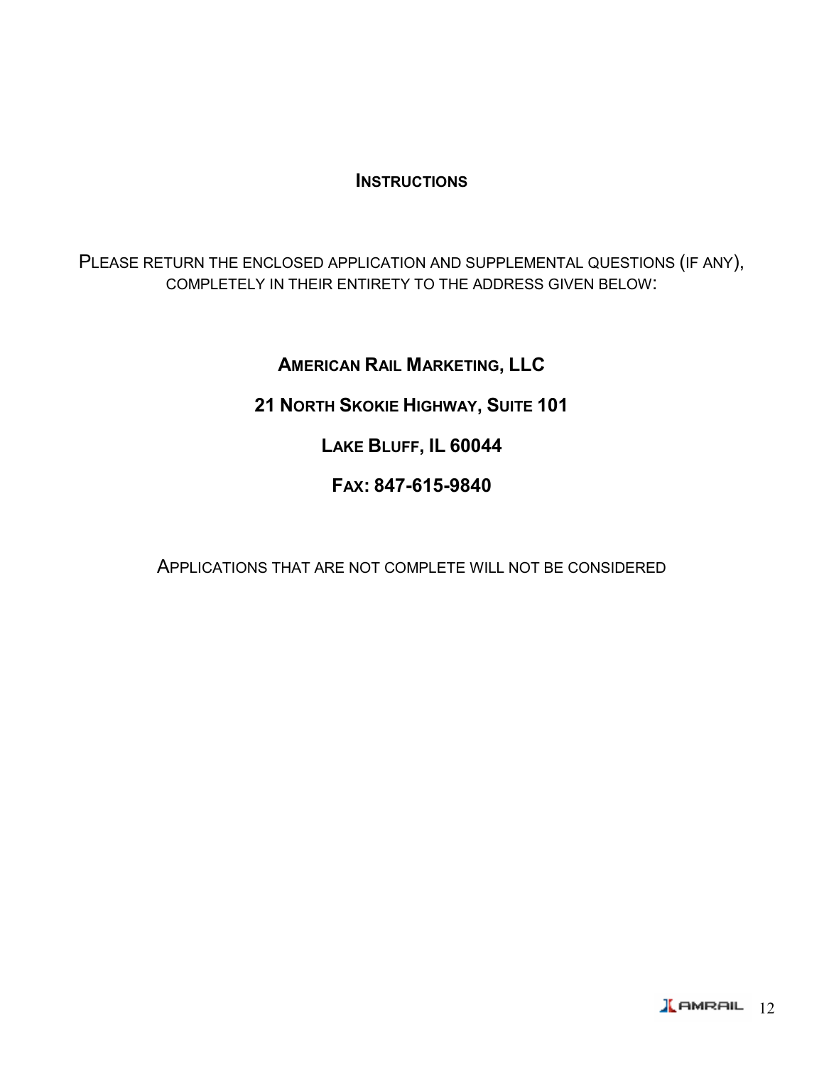# INSTRUCTIONS

PLEASE RETURN THE ENCLOSED APPLICATION AND SUPPLEMENTAL QUESTIONS (IF ANY), COMPLETELY IN THEIR ENTIRETY TO THE ADDRESS GIVEN BELOW:

**AMERICAN RAIL MARKETING, LLC**

**21 NORTH SKOKIE HIGHWAY, SUITE 101**

**LAKE BLUFF, IL 60044**

**FAX: 847-615-9840**

APPLICATIONS THAT ARE NOT COMPLETE WILL NOT BE CONSIDERED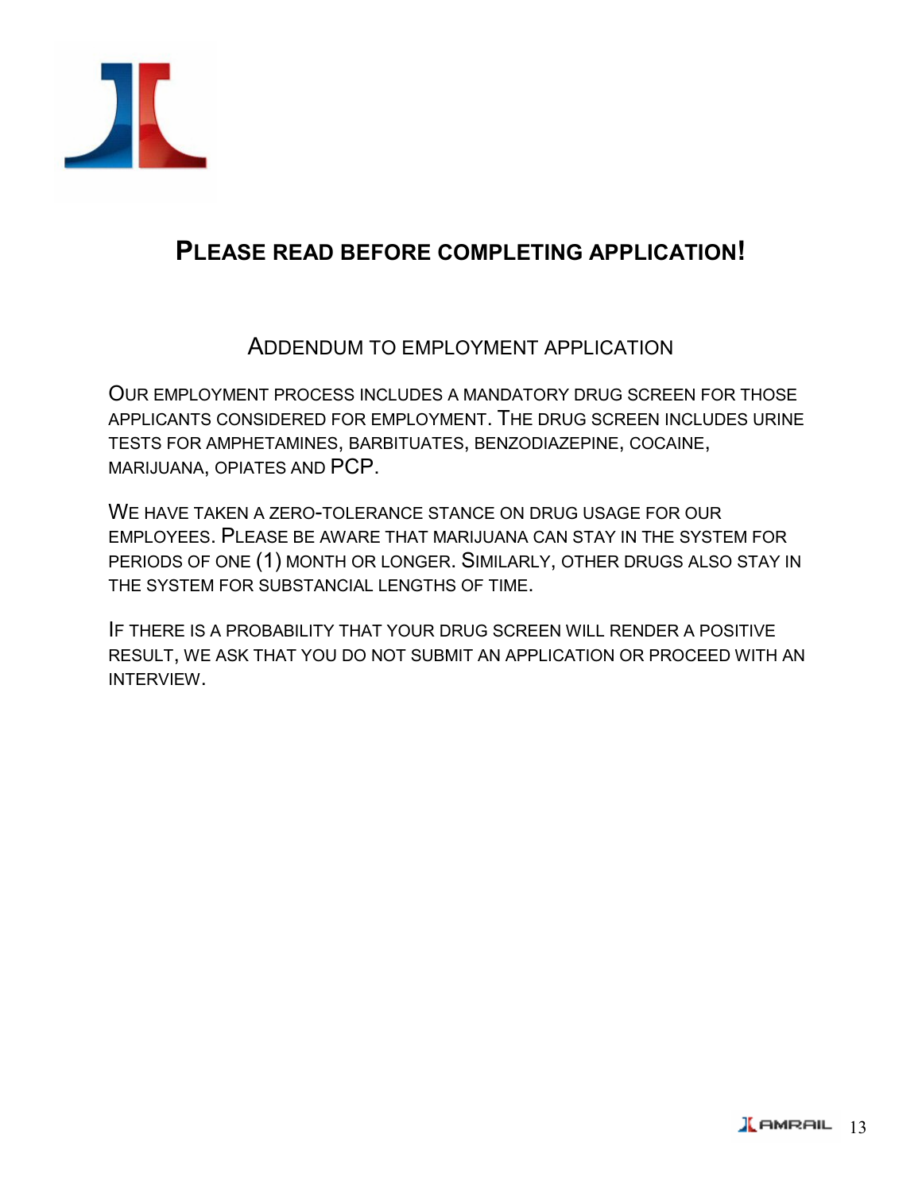## PLEASE READ BEFORE COMPLETING APPLICATION!

### ADDENDUM TO EMPLOYMENT APPLICATION

OUR EMPLOYMENT PROCESS INCLUDES A MANDATORY DRUG SCREEN FOR THOSE APPLICANTS CONSIDERED FOR EMPLOYMENT. THE DRUG SCREEN INCLUDES URINE TESTS FOR AMPHETAMINES, BARBITUATES, BENZODIAZEPINE, COCAINE, MARIJUANA, OPIATES AND PCP.

WE HAVE TAKEN A ZERO-TOLERANCE STANCE ON DRUG USAGE FOR OUR EMPLOYEES. PLEASE BE AWARE THAT MARIJUANA CAN STAY IN THE SYSTEM FOR PERIODS OF ONE (1) MONTH OR LONGER. SIMILARLY, OTHER DRUGS ALSO STAY IN THE SYSTEM FOR SUBSTANCIAL LENGTHS OF TIME.

IF THERE IS A PROBABILITY THAT YOUR DRUG SCREEN WILL RENDER A POSITIVE RESULT, WE ASK THAT YOU DO NOT SUBMIT AN APPLICATION OR PROCEED WITH AN INTERVIEW.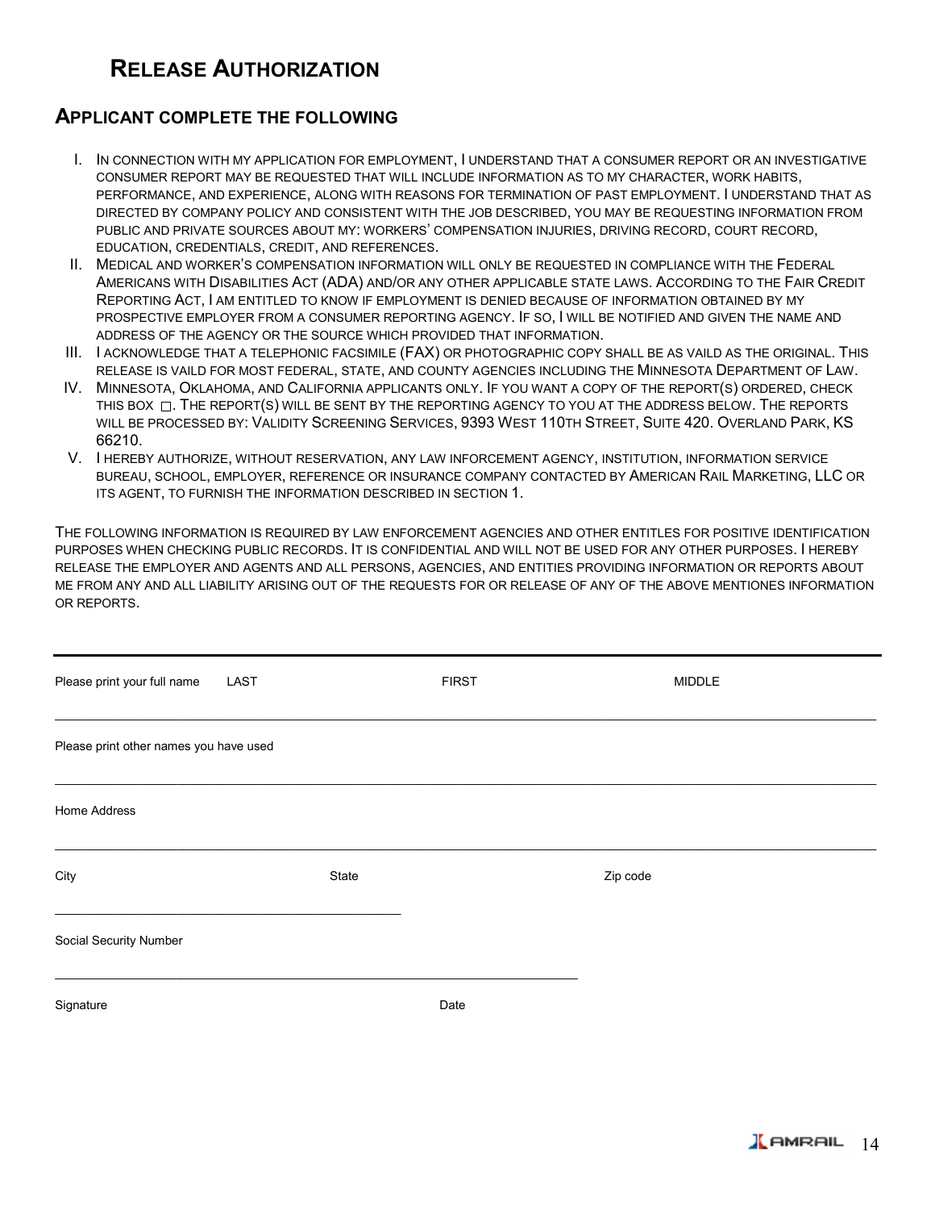# RELEASE AUTHORIZATION

## APPLICANT COMPLETE THE FOLLOWING

I. IN CONNECTION WITH MY APPLICATION FOR EMPLOYMENT, I UNDERSTAND THAT A CONSUMER REPORT OR AN INVESTIGATIVE CONSUMER REPORT MAY BE REQUESTED THAT WILL INCLUDE INFORMATION AS TO MY CHARACTER, WORK HABITS, PERFORMANCE, AND EXPERIENCE, ALONG WITH REASONS FOR TERMINATION OF PAST EMPLOYMENT. I UNDERSTAND THAT AS DIRECTED BY COMPANY POLICY AND CONSISTENT WITH THE JOB DESCRIBED, YOU MAY BE REQUESTING INFORMATION FROM PUBLIC AND PRIVATE SOURCES ABOUT MY: WORKERS' COMPENSATION INJURIES, DRIVING RECORD, COURT RECORD, EDUCATION, CREDENTIALS, CREDIT, AND REFERENCES.

II. MEDICAL AND WORKER'S COMPENSATION INFORMATION WILL ONLY BE REQUESTED IN COMPLIANCE WITH THE FEDERAL AMERICANS WITH DISABILITIES ACT (ADA) AND/OR ANY OTHER APPLICABLE STATE LAWS. ACCORDING TO THE FAIR CREDIT REPORTING ACT, I AM ENTITLED TO KNOW IF EMPLOYMENT IS DENIED BECAUSE OF INFORMATION OBTAINED BY MY PROSPECTIVE EMPLOYER FROM A CONSUMER REPORTING AGENCY. IF SO, I WILL BE NOTIFIED AND GIVEN THE NAME AND ADDRESS OF THE AGENCY OR THE SOURCE WHICH PROVIDED THAT INFORMATION.

III. I ACKNOWLEDGE THAT A TELEPHONIC FACSIMILE (FAX) OR PHOTOGRAPHIC COPY SHALL BE AS VAILD AS THE ORIGINAL. THIS RELEASE IS VAILD FOR MOST FEDERAL, STATE, AND COUNTY AGENCIES INCLUDING THE MINNESOTA DEPARTMENT OF LAW.

IV. MINNESOTA, OKLAHOMA, AND CALIFORNIA APPLICANTS ONLY. IF YOU WANT A COPY OF THE REPORT(S) ORDERED, CHECK THIS BOX ☐. THE REPORT(S) WILL BE SENT BY THE REPORTING AGENCY TO YOU AT THE ADDRESS BELOW. THE REPORTS WILL BE PROCESSED BY: VALIDITY SCREENING SERVICES, 9393 WEST 110TH STREET, SUITE 420. OVERLAND PARK, KS 66210.

V. I HEREBY AUTHORIZE, WITHOUT RESERVATION, ANY LAW INFORCEMENT AGENCY, INSTITUTION, INFORMATION SERVICE BUREAU, SCHOOL, EMPLOYER, REFERENCE OR INSURANCE COMPANY CONTACTED BY AMERICAN RAIL MARKETING, LLC OR ITS AGENT, TO FURNISH THE INFORMATION DESCRIBED IN SECTION 1.

THE FOLLOWING INFORMATION IS REQUIRED BY LAW ENFORCEMENT AGENCIES AND OTHER ENTITLES FOR POSITIVE IDENTIFICATION PURPOSES WHEN CHECKING PUBLIC RECORDS. IT IS CONFIDENTIAL AND WILL NOT BE USED FOR ANY OTHER PURPOSES. I HEREBY RELEASE THE EMPLOYER AND AGENTS AND ALL PERSONS, AGENCIES, AND ENTITIES PROVIDING INFORMATION OR REPORTS ABOUT ME FROM ANY AND ALL LIABILITY ARISING OUT OF THE REQUESTS FOR OR RELEASE OF ANY OF THE ABOVE MENTIONES INFORMATION OR REPORTS.

---

Please print your full name LAST FIRST MIDDLE

_______________________________________________

Please print other names you have used

_______________________________________________

Home Address

_______________________________________________

City State Zip code

_______________________________________________

Social Security Number

_______________________________________________

Signature Date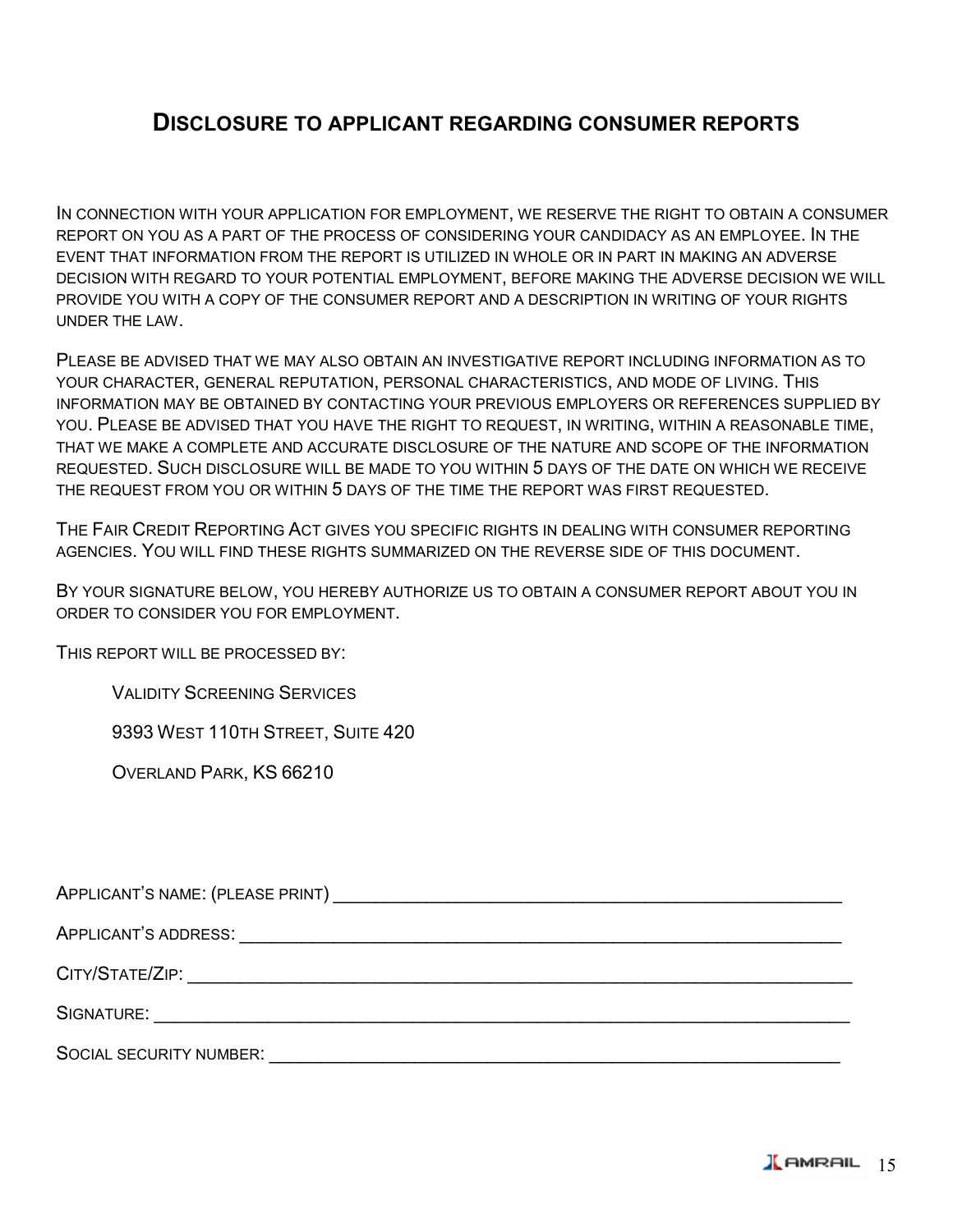## DISCLOSURE TO APPLICANT REGARDING CONSUMER REPORTS

IN CONNECTION WITH YOUR APPLICATION FOR EMPLOYMENT, WE RESERVE THE RIGHT TO OBTAIN A CONSUMER REPORT ON YOU AS A PART OF THE PROCESS OF CONSIDERING YOUR CANDIDACY AS AN EMPLOYEE. IN THE EVENT THAT INFORMATION FROM THE REPORT IS UTILIZED IN WHOLE OR IN PART IN MAKING AN ADVERSE DECISION WITH REGARD TO YOUR POTENTIAL EMPLOYMENT, BEFORE MAKING THE ADVERSE DECISION WE WILL PROVIDE YOU WITH A COPY OF THE CONSUMER REPORT AND A DESCRIPTION IN WRITING OF YOUR RIGHTS UNDER THE LAW.

PLEASE BE ADVISED THAT WE MAY ALSO OBTAIN AN INVESTIGATIVE REPORT INCLUDING INFORMATION AS TO YOUR CHARACTER, GENERAL REPUTATION, PERSONAL CHARACTERISTICS, AND MODE OF LIVING. THIS INFORMATION MAY BE OBTAINED BY CONTACTING YOUR PREVIOUS EMPLOYERS OR REFERENCES SUPPLIED BY YOU. PLEASE BE ADVISED THAT YOU HAVE THE RIGHT TO REQUEST, IN WRITING, WITHIN A REASONABLE TIME, THAT WE MAKE A COMPLETE AND ACCURATE DISCLOSURE OF THE NATURE AND SCOPE OF THE INFORMATION REQUESTED. SUCH DISCLOSURE WILL BE MADE TO YOU WITHIN 5 DAYS OF THE DATE ON WHICH WE RECEIVE THE REQUEST FROM YOU OR WITHIN 5 DAYS OF THE TIME THE REPORT WAS FIRST REQUESTED.

THE FAIR CREDIT REPORTING ACT GIVES YOU SPECIFIC RIGHTS IN DEALING WITH CONSUMER REPORTING AGENCIES. YOU WILL FIND THESE RIGHTS SUMMARIZED ON THE REVERSE SIDE OF THIS DOCUMENT.

BY YOUR SIGNATURE BELOW, YOU HEREBY AUTHORIZE US TO OBTAIN A CONSUMER REPORT ABOUT YOU IN ORDER TO CONSIDER YOU FOR EMPLOYMENT.

THIS REPORT WILL BE PROCESSED BY:

VALIDITY SCREENING SERVICES

9393 WEST 110TH STREET, SUITE 420

OVERLAND PARK, KS 66210

APPLICANT'S NAME: (PLEASE PRINT) ____________________________________________________

APPLICANT'S ADDRESS: ____________________________________________________________

CITY/STATE/ZIP: _________________________________________________________________

SIGNATURE: _____________________________________________________________________

SOCIAL SECURITY NUMBER: ______________________________________________________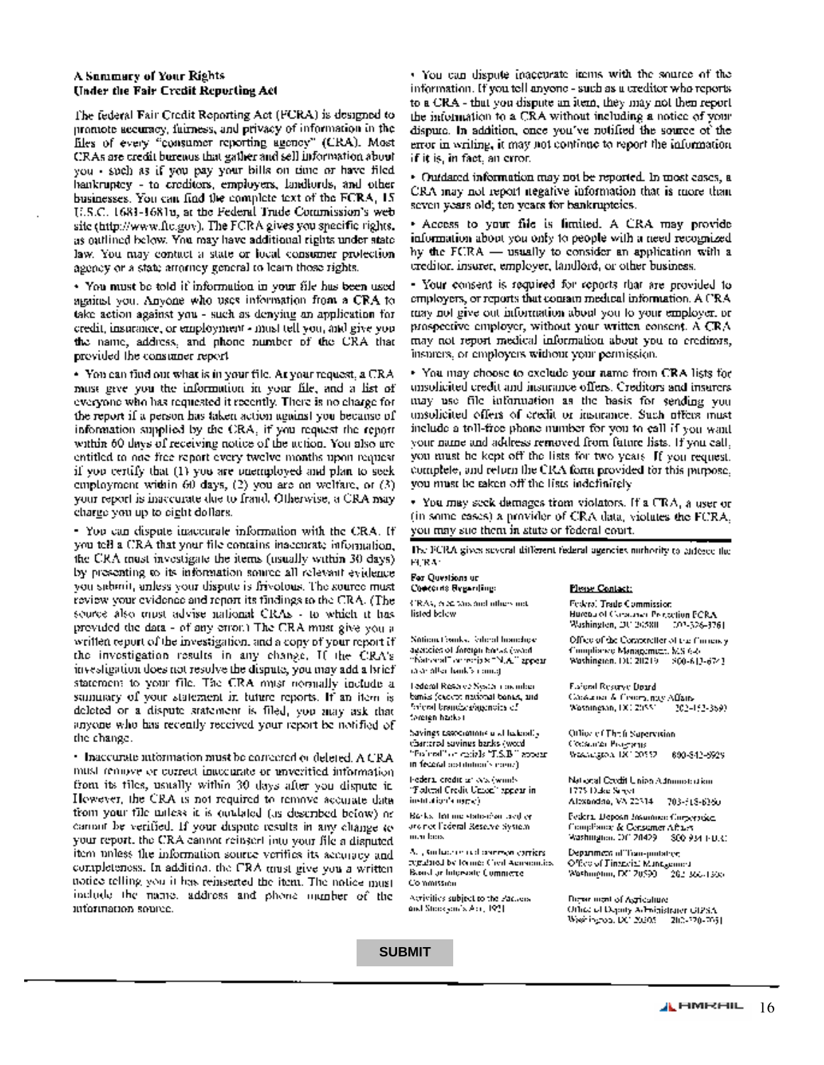## A Summary of Your Rights Under the Fair Credit Reporting Act

The federal Fair Credit Reporting Act (FCRA) is designed to promote accuracy, fairness, and privacy of information in the files of every "consumer reporting agency" (CRA). Most CRAs are credit bureaus that gather and sell information about you - such as if you pay your bills on time or have filed bankruptcy - to creditors, employers, landlords, and other businesses. You can find the complete text of the FCRA, 15 U.S.C. 1681-1681u, at the Federal Trade Commission's web site (http://www.ftc.gov). The FCRA gives you specific rights, as outlined below. You may have additional rights under state law. You may contact a state or local consumer protection agency or a state attorney general to learn those rights.

- **You must be told if information in your file has been used against you.** Anyone who uses information from a CRA to take action against you - such as denying an application for credit, insurance, or employment - must tell you, and give you the name, address, and phone number of the CRA that provided the consumer report.

- **You can find out what is in your file.** At your request, a CRA must give you the information in your file, and a list of everyone who has requested it recently. There is no charge for the report if a person has taken action against you because of information supplied by the CRA, if you request the report within 60 days of receiving notice of the action. You also are entitled to one free report every twelve months upon request if you certify that (1) you are unemployed and plan to seek employment within 60 days, (2) you are on welfare, or (3) your report is inaccurate due to fraud. Otherwise, a CRA may charge you up to eight dollars.

- **You can dispute inaccurate information with the CRA.** If you tell a CRA that your file contains inaccurate information, the CRA must investigate the items (usually within 30 days) by presenting to its information source all relevant evidence you submit, unless your dispute is frivolous. The source must review your evidence and report its findings to the CRA. (The source also must advise national CRAs - to which it has provided the data - of any error.) The CRA must give you a written report of the investigation, and a copy of your report if the investigation results in any change. If the CRA's investigation does not resolve the dispute, you may add a brief statement to your file. The CRA must normally include a summary of your statement in future reports. If an item is deleted or a dispute statement is filed, you may ask that anyone who has recently received your report be notified of the change.

- **Inaccurate information must be corrected or deleted.** A CRA must remove or correct inaccurate or unverified information from its files, usually within 30 days after you dispute it. However, the CRA is not required to remove accurate data from your file unless it is outdated (as described below) or cannot be verified. If your dispute results in any change to your report, the CRA cannot reinsert into your file a disputed item unless the information source verifies its accuracy and completeness. In addition, the CRA must give you a written notice telling you it has reinserted the item. The notice must include the name, address and phone number of the information source.

- **You can dispute inaccurate items with the source of the information.** If you tell anyone - such as a creditor who reports to a CRA - that you dispute an item, they may not then report the information to a CRA without including a notice of your dispute. In addition, once you've notified the source of the error in writing, it may not continue to report the information if it is, in fact, an error.

- **Outdated information may not be reported.** In most cases, a CRA may not report negative information that is more than seven years old; ten years for bankruptcies.

- **Access to your file is limited.** A CRA may provide information about you only to people with a need recognized by the FCRA — usually to consider an application with a creditor, insurer, employer, landlord, or other business.

- **Your consent is required for reports that are provided to employers, or reports that contain medical information.** A CRA may not give out information about you to your employer, or prospective employer, without your written consent. A CRA may not report medical information about you to creditors, insurers, or employers without your permission.

- **You may choose to exclude your name from CRA lists for unsolicited credit and insurance offers.** Creditors and insurers may use file information as the basis for sending you unsolicited offers of credit or insurance. Such offers must include a toll-free phone number for you to call if you want your name and address removed from future lists. If you call, you must be kept off the lists for two years. If you request, complete, and return the CRA form provided for this purpose, you must be taken off the lists indefinitely.

- **You may seek damages from violators.** If a CRA, a user or (in some cases) a provider of CRA data, violates the FCRA, you may sue them in state or federal court.

The FCRA gives several different federal agencies authority to enforce the FCRA:

| For Questions or Concerns Regarding: | Please Contact: |
|---|---|
| CRAs, creditors and others not listed below | Federal Trade Commission<br>Bureau of Consumer Protection FCRA<br>Washington, DC 20580 202-326-3761 |
| National banks, federal branches/agencies of foreign banks (word "National" or initials "N.A." appear in or after bank's name) | Office of the Comptroller of the Currency<br>Compliance Management, MS 6-6<br>Washington, DC 20219 800-613-6743 |
| Federal Reserve System member banks (except national banks, and federal branches/agencies of foreign banks) | Federal Reserve Board<br>Consumer & Community Affairs<br>Washington, DC 20551 202-452-3693 |
| Savings associations and federally chartered savings banks (word "Federal" or initials "F.S.B." appear in federal institution's name) | Office of Thrift Supervision<br>Consumer Programs<br>Washington, DC 20552 800-842-6929 |
| Federal credit unions (words "Federal Credit Union" appear in institution's name) | National Credit Union Administration<br>1775 Duke Street<br>Alexandria, VA 22314 703-518-6360 |
| State-chartered banks that are not members of the Federal Reserve System | Federal Deposit Insurance Corporation<br>Compliance & Consumer Affairs<br>Washington, DC 20429 800-934-FDIC |
| Air, surface, or rail common carriers regulated by former Civil Aeronautics Board or Interstate Commerce Commission | Department of Transportation<br>Office of Financial Management<br>Washington, DC 20590 202-366-1306 |
| Activities subject to the Packers and Stockyards Act, 1921 | Department of Agriculture<br>Office of Deputy Administrator GIPSA<br>Washington, DC 20250 202-720-7051 |

SUBMIT